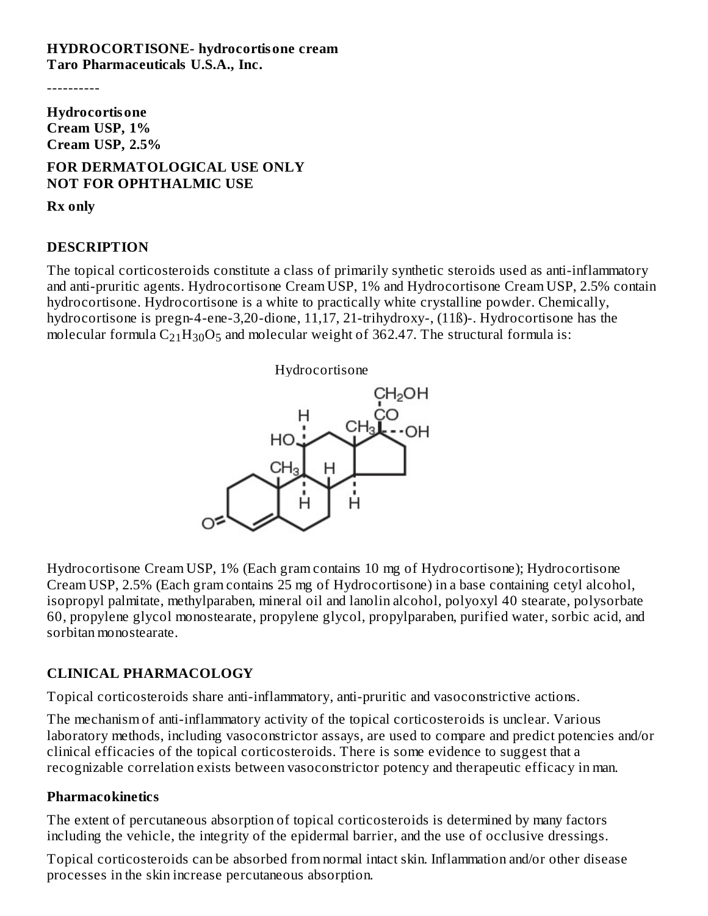**HYDROCORTISONE- hydrocortisone cream**
**Taro Pharmaceuticals U.S.A., Inc.**

----------

**Hydrocortisone**
**Cream USP, 1%**
**Cream USP, 2.5%**

**FOR DERMATOLOGICAL USE ONLY**
**NOT FOR OPHTHALMIC USE**

**Rx only**

## DESCRIPTION

The topical corticosteroids constitute a class of primarily synthetic steroids used as anti-inflammatory and anti-pruritic agents. Hydrocortisone Cream USP, 1% and Hydrocortisone Cream USP, 2.5% contain hydrocortisone. Hydrocortisone is a white to practically white crystalline powder. Chemically, hydrocortisone is pregn-4-ene-3,20-dione, 11,17, 21-trihydroxy-, (11ß)-. Hydrocortisone has the molecular formula $C_{21}H_{30}O_5$ and molecular weight of 362.47. The structural formula is:

Hydrocortisone

Hydrocortisone Cream USP, 1% (Each gram contains 10 mg of Hydrocortisone); Hydrocortisone Cream USP, 2.5% (Each gram contains 25 mg of Hydrocortisone) in a base containing cetyl alcohol, isopropyl palmitate, methylparaben, mineral oil and lanolin alcohol, polyoxyl 40 stearate, polysorbate 60, propylene glycol monostearate, propylene glycol, propylparaben, purified water, sorbic acid, and sorbitan monostearate.

## CLINICAL PHARMACOLOGY

Topical corticosteroids share anti-inflammatory, anti-pruritic and vasoconstrictive actions.

The mechanism of anti-inflammatory activity of the topical corticosteroids is unclear. Various laboratory methods, including vasoconstrictor assays, are used to compare and predict potencies and/or clinical efficacies of the topical corticosteroids. There is some evidence to suggest that a recognizable correlation exists between vasoconstrictor potency and therapeutic efficacy in man.

### Pharmacokinetics

The extent of percutaneous absorption of topical corticosteroids is determined by many factors including the vehicle, the integrity of the epidermal barrier, and the use of occlusive dressings.

Topical corticosteroids can be absorbed from normal intact skin. Inflammation and/or other disease processes in the skin increase percutaneous absorption.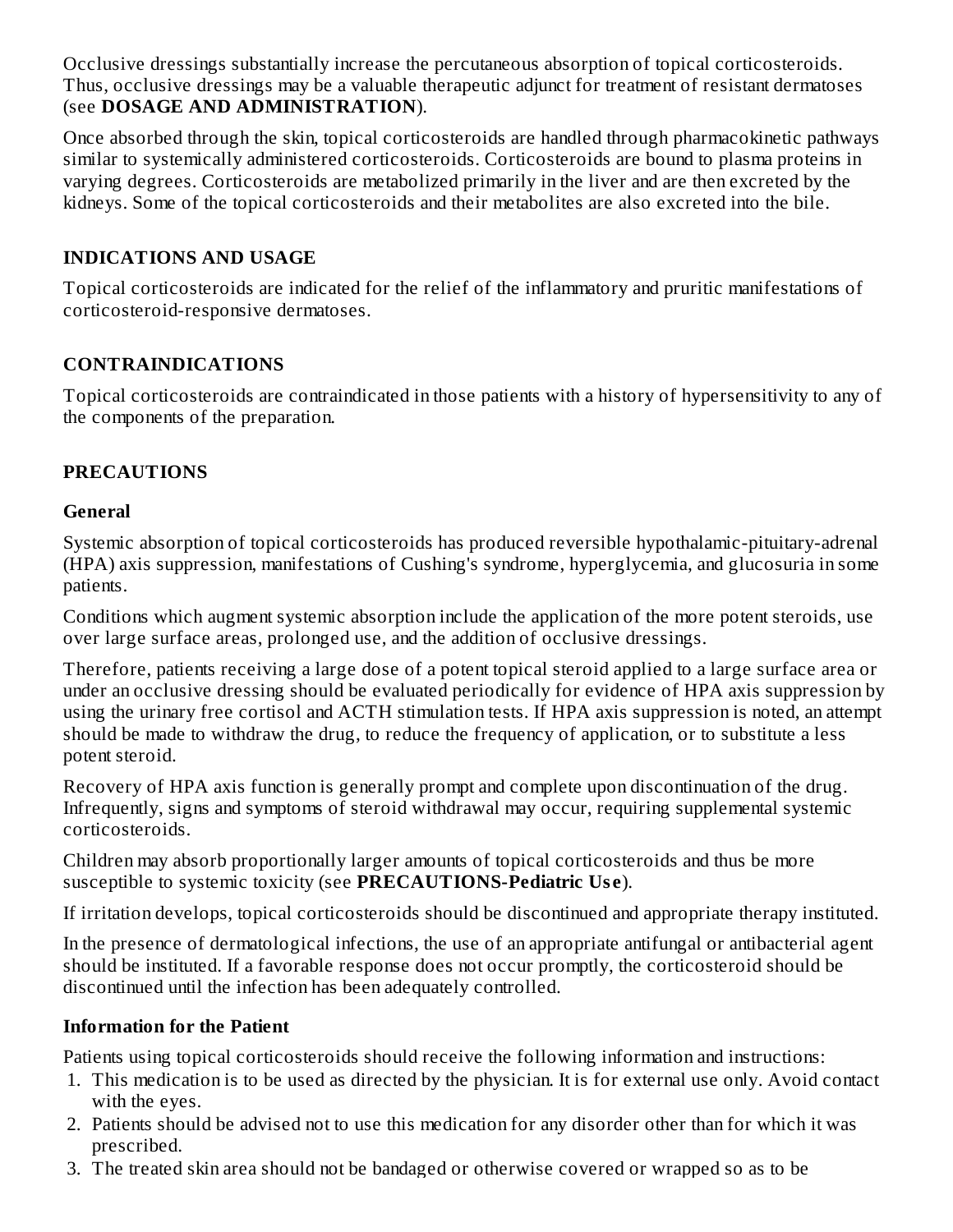Occlusive dressings substantially increase the percutaneous absorption of topical corticosteroids. Thus, occlusive dressings may be a valuable therapeutic adjunct for treatment of resistant dermatoses (see **DOSAGE AND ADMINISTRATION**).

Once absorbed through the skin, topical corticosteroids are handled through pharmacokinetic pathways similar to systemically administered corticosteroids. Corticosteroids are bound to plasma proteins in varying degrees. Corticosteroids are metabolized primarily in the liver and are then excreted by the kidneys. Some of the topical corticosteroids and their metabolites are also excreted into the bile.

## INDICATIONS AND USAGE

Topical corticosteroids are indicated for the relief of the inflammatory and pruritic manifestations of corticosteroid-responsive dermatoses.

## CONTRAINDICATIONS

Topical corticosteroids are contraindicated in those patients with a history of hypersensitivity to any of the components of the preparation.

## PRECAUTIONS

### General

Systemic absorption of topical corticosteroids has produced reversible hypothalamic-pituitary-adrenal (HPA) axis suppression, manifestations of Cushing's syndrome, hyperglycemia, and glucosuria in some patients.

Conditions which augment systemic absorption include the application of the more potent steroids, use over large surface areas, prolonged use, and the addition of occlusive dressings.

Therefore, patients receiving a large dose of a potent topical steroid applied to a large surface area or under an occlusive dressing should be evaluated periodically for evidence of HPA axis suppression by using the urinary free cortisol and ACTH stimulation tests. If HPA axis suppression is noted, an attempt should be made to withdraw the drug, to reduce the frequency of application, or to substitute a less potent steroid.

Recovery of HPA axis function is generally prompt and complete upon discontinuation of the drug. Infrequently, signs and symptoms of steroid withdrawal may occur, requiring supplemental systemic corticosteroids.

Children may absorb proportionally larger amounts of topical corticosteroids and thus be more susceptible to systemic toxicity (see **PRECAUTIONS-Pediatric Use**).

If irritation develops, topical corticosteroids should be discontinued and appropriate therapy instituted.

In the presence of dermatological infections, the use of an appropriate antifungal or antibacterial agent should be instituted. If a favorable response does not occur promptly, the corticosteroid should be discontinued until the infection has been adequately controlled.

### Information for the Patient

Patients using topical corticosteroids should receive the following information and instructions:

1. This medication is to be used as directed by the physician. It is for external use only. Avoid contact with the eyes.
2. Patients should be advised not to use this medication for any disorder other than for which it was prescribed.
3. The treated skin area should not be bandaged or otherwise covered or wrapped so as to be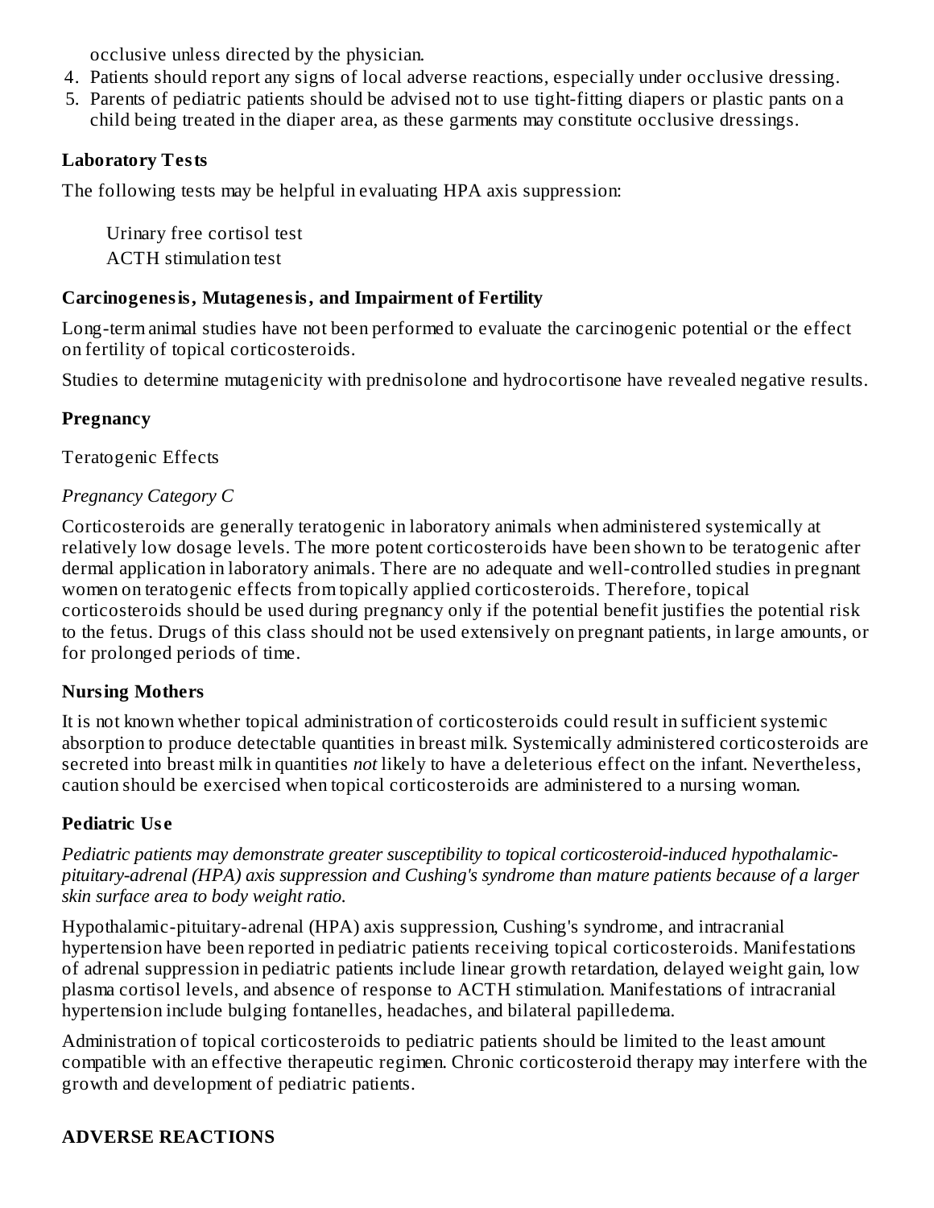occlusive unless directed by the physician.

4. Patients should report any signs of local adverse reactions, especially under occlusive dressing.
5. Parents of pediatric patients should be advised not to use tight-fitting diapers or plastic pants on a child being treated in the diaper area, as these garments may constitute occlusive dressings.

### Laboratory Tests

The following tests may be helpful in evaluating HPA axis suppression:

Urinary free cortisol test
ACTH stimulation test

### Carcinogenesis, Mutagenesis, and Impairment of Fertility

Long-term animal studies have not been performed to evaluate the carcinogenic potential or the effect on fertility of topical corticosteroids.

Studies to determine mutagenicity with prednisolone and hydrocortisone have revealed negative results.

### Pregnancy

Teratogenic Effects

*Pregnancy Category C*

Corticosteroids are generally teratogenic in laboratory animals when administered systemically at relatively low dosage levels. The more potent corticosteroids have been shown to be teratogenic after dermal application in laboratory animals. There are no adequate and well-controlled studies in pregnant women on teratogenic effects from topically applied corticosteroids. Therefore, topical corticosteroids should be used during pregnancy only if the potential benefit justifies the potential risk to the fetus. Drugs of this class should not be used extensively on pregnant patients, in large amounts, or for prolonged periods of time.

### Nursing Mothers

It is not known whether topical administration of corticosteroids could result in sufficient systemic absorption to produce detectable quantities in breast milk. Systemically administered corticosteroids are secreted into breast milk in quantities *not* likely to have a deleterious effect on the infant. Nevertheless, caution should be exercised when topical corticosteroids are administered to a nursing woman.

### Pediatric Use

*Pediatric patients may demonstrate greater susceptibility to topical corticosteroid-induced hypothalamic-pituitary-adrenal (HPA) axis suppression and Cushing's syndrome than mature patients because of a larger skin surface area to body weight ratio.*

Hypothalamic-pituitary-adrenal (HPA) axis suppression, Cushing's syndrome, and intracranial hypertension have been reported in pediatric patients receiving topical corticosteroids. Manifestations of adrenal suppression in pediatric patients include linear growth retardation, delayed weight gain, low plasma cortisol levels, and absence of response to ACTH stimulation. Manifestations of intracranial hypertension include bulging fontanelles, headaches, and bilateral papilledema.

Administration of topical corticosteroids to pediatric patients should be limited to the least amount compatible with an effective therapeutic regimen. Chronic corticosteroid therapy may interfere with the growth and development of pediatric patients.

## ADVERSE REACTIONS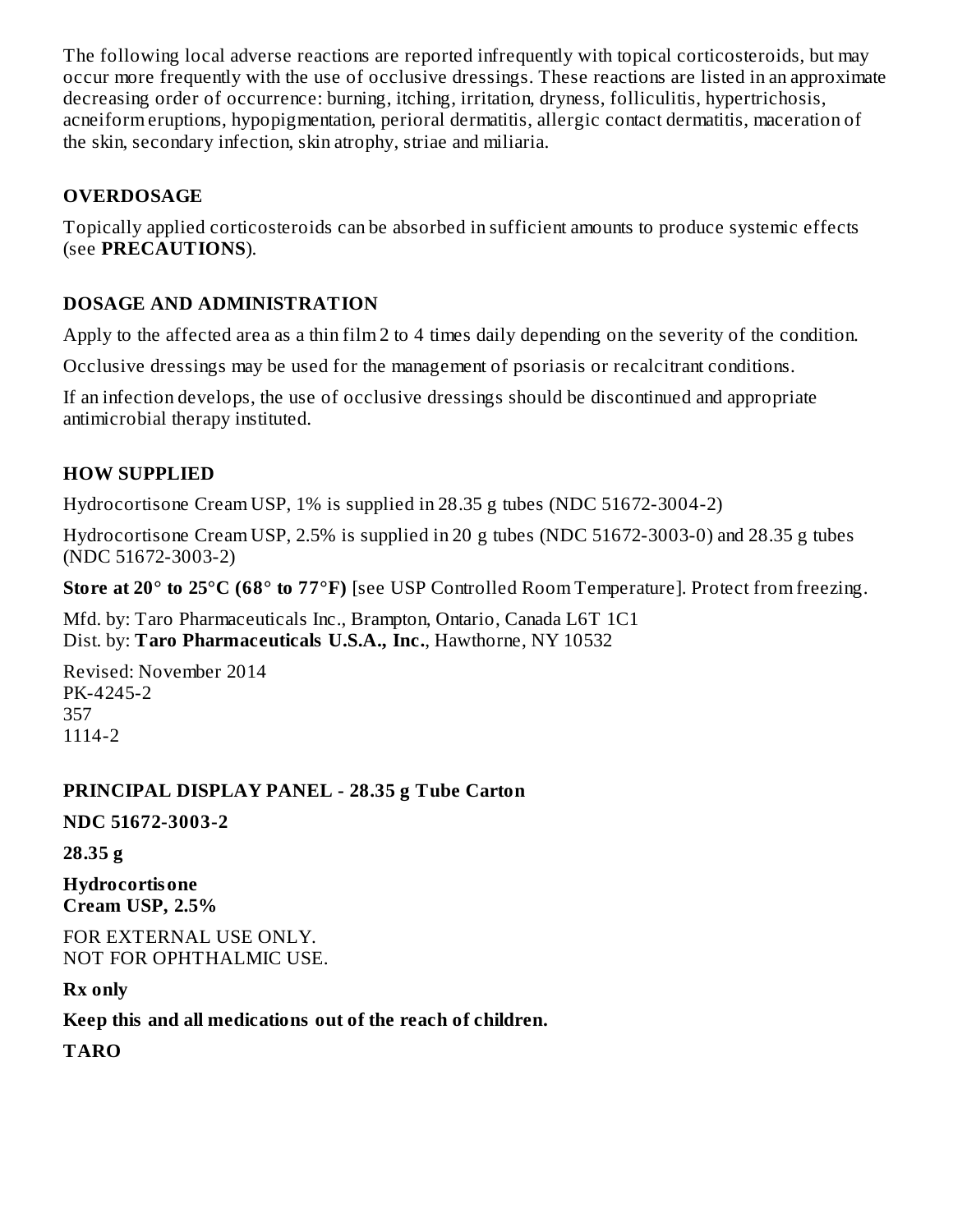The following local adverse reactions are reported infrequently with topical corticosteroids, but may occur more frequently with the use of occlusive dressings. These reactions are listed in an approximate decreasing order of occurrence: burning, itching, irritation, dryness, folliculitis, hypertrichosis, acneiform eruptions, hypopigmentation, perioral dermatitis, allergic contact dermatitis, maceration of the skin, secondary infection, skin atrophy, striae and miliaria.

## OVERDOSAGE

Topically applied corticosteroids can be absorbed in sufficient amounts to produce systemic effects (see **PRECAUTIONS**).

## DOSAGE AND ADMINISTRATION

Apply to the affected area as a thin film 2 to 4 times daily depending on the severity of the condition.

Occlusive dressings may be used for the management of psoriasis or recalcitrant conditions.

If an infection develops, the use of occlusive dressings should be discontinued and appropriate antimicrobial therapy instituted.

## HOW SUPPLIED

Hydrocortisone Cream USP, 1% is supplied in 28.35 g tubes (NDC 51672-3004-2)

Hydrocortisone Cream USP, 2.5% is supplied in 20 g tubes (NDC 51672-3003-0) and 28.35 g tubes (NDC 51672-3003-2)

**Store at 20° to 25°C (68° to 77°F)** [see USP Controlled Room Temperature]. Protect from freezing.

Mfd. by: Taro Pharmaceuticals Inc., Brampton, Ontario, Canada L6T 1C1
Dist. by: **Taro Pharmaceuticals U.S.A., Inc.**, Hawthorne, NY 10532

Revised: November 2014
PK-4245-2
357
1114-2

## PRINCIPAL DISPLAY PANEL - 28.35 g Tube Carton

**NDC 51672-3003-2**

**28.35 g**

**Hydrocortisone**
**Cream USP, 2.5%**

FOR EXTERNAL USE ONLY.
NOT FOR OPHTHALMIC USE.

**Rx only**

**Keep this and all medications out of the reach of children.**

**TARO**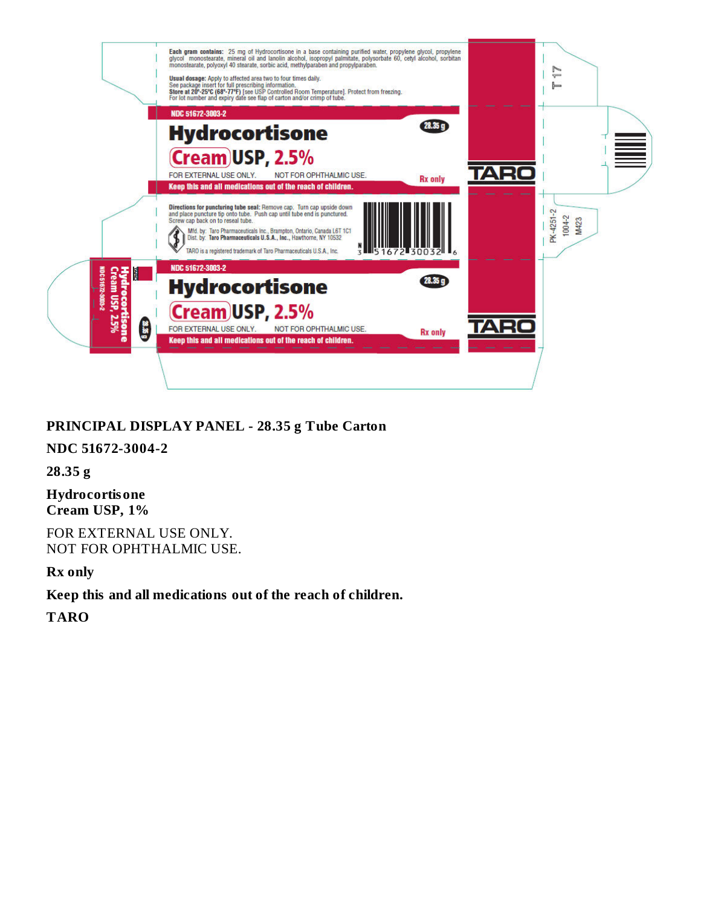**Each gram contains:** 25 mg of Hydrocortisone in a base containing purified water, propylene glycol, propylene glycol monostearate, mineral oil and lanolin alcohol, isopropyl palmitate, polysorbate 60, cetyl alcohol, sorbitan monostearate, polyoxyl 40 stearate, sorbic acid, methylparaben and propylparaben.

**Usual dosage:** Apply to affected area two to four times daily.
See package insert for full prescribing information.
**Store at 20°-25°C (68°-77°F)** [see USP Controlled Room Temperature]. Protect from freezing.
For lot number and expiry date see flap of carton and/or crimp of tube.

NDC 51672-3003-2

28.35 g

**Hydrocortisone Cream USP, 2.5%**

FOR EXTERNAL USE ONLY. NOT FOR OPHTHALMIC USE.

Rx only

**Keep this and all medications out of the reach of children.**

TARO

T 17

**Directions for puncturing tube seal:** Remove cap. Turn cap upside down and place puncture tip onto tube. Push cap until tube end is punctured. Screw cap back on to reseal tube.

Mfd. by: Taro Pharmaceuticals Inc., Brampton, Ontario, Canada L6T 1C1
Dist. by: **Taro Pharmaceuticals U.S.A., Inc.,** Hawthorne, NY 10532

TARO is a registered trademark of Taro Pharmaceuticals U.S.A., Inc.

N 3 51672 30032 6

PK-4251-2
1004-2
M423

NDC 51672-3003-2

28.35 g

**Hydrocortisone Cream USP, 2.5%**

FOR EXTERNAL USE ONLY. NOT FOR OPHTHALMIC USE.

Rx only

**Keep this and all medications out of the reach of children.**

TARO

**PRINCIPAL DISPLAY PANEL - 28.35 g Tube Carton**

**NDC 51672-3004-2**

**28.35 g**

**Hydrocortisone**
**Cream USP, 1%**

FOR EXTERNAL USE ONLY.
NOT FOR OPHTHALMIC USE.

**Rx only**

**Keep this and all medications out of the reach of children.**

**TARO**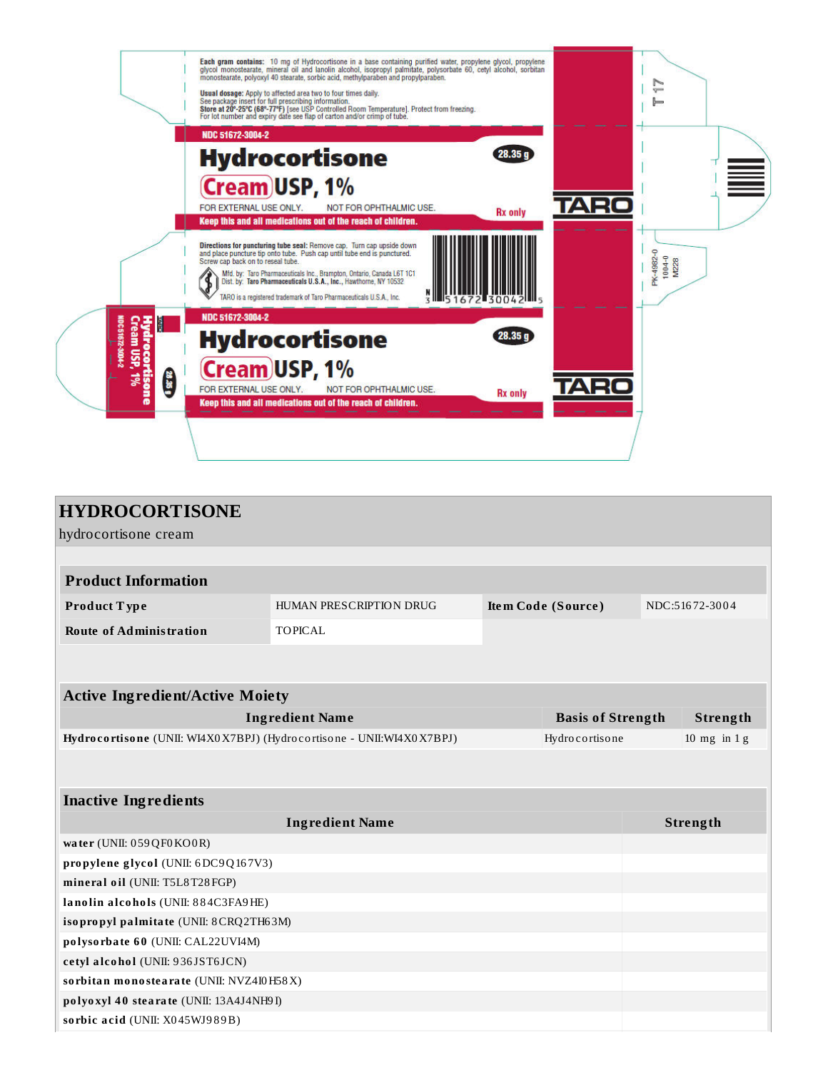Each gram contains: 10 mg of Hydrocortisone in a base containing purified water, propylene glycol, propylene glycol monostearate, mineral oil and lanolin alcohol, isopropyl palmitate, polysorbate 60, cetyl alcohol, sorbitan monostearate, polyoxyl 40 stearate, sorbic acid, methylparaben and propylparaben.

Usual dosage: Apply to affected area two to four times daily.
See package insert for full prescribing information.
Store at 20°-25°C (68°-77°F) [see USP Controlled Room Temperature]. Protect from freezing.
For lot number and expiry date see flap of carton and/or crimp of tube.

NDC 51672-3004-2

**Hydrocortisone Cream USP, 1%**

28.35 g

FOR EXTERNAL USE ONLY. NOT FOR OPHTHALMIC USE.

Rx only

**Keep this and all medications out of the reach of children.**

TARO

Directions for puncturing tube seal: Remove cap. Turn cap upside down and place puncture tip onto tube. Push cap until tube end is punctured. Screw cap back on to reseal tube.

Mfd. by: Taro Pharmaceuticals Inc., Brampton, Ontario, Canada L6T 1C1
Dist. by: Taro Pharmaceuticals U.S.A., Inc., Hawthorne, NY 10532

TARO is a registered trademark of Taro Pharmaceuticals U.S.A., Inc.

N 3 51672 30042 5

NDC 51672-3004-2

**Hydrocortisone Cream USP, 1%**

28.35 g

FOR EXTERNAL USE ONLY. NOT FOR OPHTHALMIC USE.

Rx only

**Keep this and all medications out of the reach of children.**

TARO

T 17

PK-4982-0
1004-0
M228

Hydrocortisone Cream USP, 1%
NDC 51672-3004-2
28.35 g

# HYDROCORTISONE

hydrocortisone cream

## Product Information

| Product Type | HUMAN PRESCRIPTION DRUG | Item Code (Source) | NDC:51672-3004 |
|---|---|---|---|
| Route of Administration | TOPICAL | | |

## Active Ingredient/Active Moiety

| Ingredient Name | Basis of Strength | Strength |
|---|---|---|
| **Hydrocortisone** (UNII: WI4X0X7BPJ) (Hydrocortisone - UNII:WI4X0X7BPJ) | Hydrocortisone | 10 mg in 1 g |

## Inactive Ingredients

| Ingredient Name | Strength |
|---|---|
| **water** (UNII: 059QF0KO0R) | |
| **propylene glycol** (UNII: 6DC9Q167V3) | |
| **mineral oil** (UNII: T5L8T28FGP) | |
| **lanolin alcohols** (UNII: 884C3FA9HE) | |
| **isopropyl palmitate** (UNII: 8CRQ2TH63M) | |
| **polysorbate 60** (UNII: CAL22UVI4M) | |
| **cetyl alcohol** (UNII: 936JST6JCN) | |
| **sorbitan monostearate** (UNII: NVZ4I0H58X) | |
| **polyoxyl 40 stearate** (UNII: 13A4J4NH9I) | |
| **sorbic acid** (UNII: X045WJ989B) | |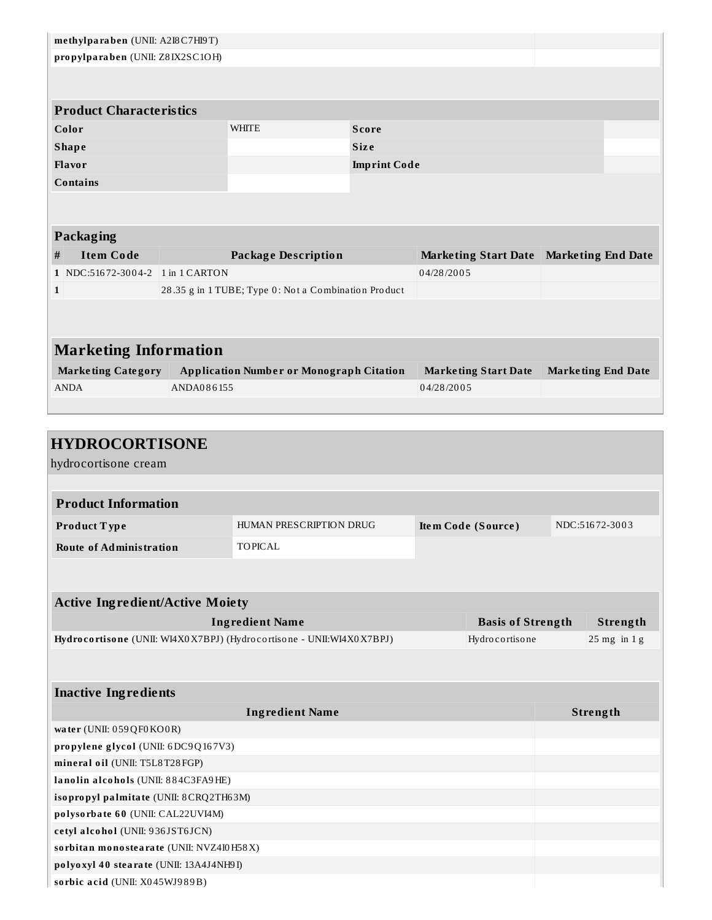| | |
|---|---|
| **methylparaben** (UNII: A2I8C7HI9T) | |
| **propylparaben** (UNII: Z8IX2SC1OH) | |

| Product Characteristics | | | |
|---|---|---|---|
| **Color** | WHITE | **Score** | |
| **Shape** | | **Size** | |
| **Flavor** | | **Imprint Code** | |
| **Contains** | | | |

| Packaging | | | | |
|---|---|---|---|---|
| **#** | **Item Code** | **Package Description** | **Marketing Start Date** | **Marketing End Date** |
| **1** | NDC:51672-3004-2 | 1 in 1 CARTON | 04/28/2005 | |
| **1** | | 28.35 g in 1 TUBE; Type 0: Not a Combination Product | | |

## Marketing Information

| Marketing Category | Application Number or Monograph Citation | Marketing Start Date | Marketing End Date |
|---|---|---|---|
| ANDA | ANDA086155 | 04/28/2005 | |

# HYDROCORTISONE

hydrocortisone cream

| Product Information | | | |
|---|---|---|---|
| **Product Type** | HUMAN PRESCRIPTION DRUG | **Item Code (Source)** | NDC:51672-3003 |
| **Route of Administration** | TOPICAL | | |

| Active Ingredient/Active Moiety | | |
|---|---|---|
| **Ingredient Name** | **Basis of Strength** | **Strength** |
| **Hydrocortisone** (UNII: WI4X0X7BPJ) (Hydrocortisone - UNII:WI4X0X7BPJ) | Hydrocortisone | 25 mg in 1 g |

| Inactive Ingredients | |
|---|---|
| **Ingredient Name** | **Strength** |
| **water** (UNII: 059QF0KO0R) | |
| **propylene glycol** (UNII: 6DC9Q167V3) | |
| **mineral oil** (UNII: T5L8T28FGP) | |
| **lanolin alcohols** (UNII: 884C3FA9HE) | |
| **isopropyl palmitate** (UNII: 8CRQ2TH63M) | |
| **polysorbate 60** (UNII: CAL22UVI4M) | |
| **cetyl alcohol** (UNII: 936JST6JCN) | |
| **sorbitan monostearate** (UNII: NVZ4I0H58X) | |
| **polyoxyl 40 stearate** (UNII: 13A4J4NH9I) | |
| **sorbic acid** (UNII: X045WJ989B) | |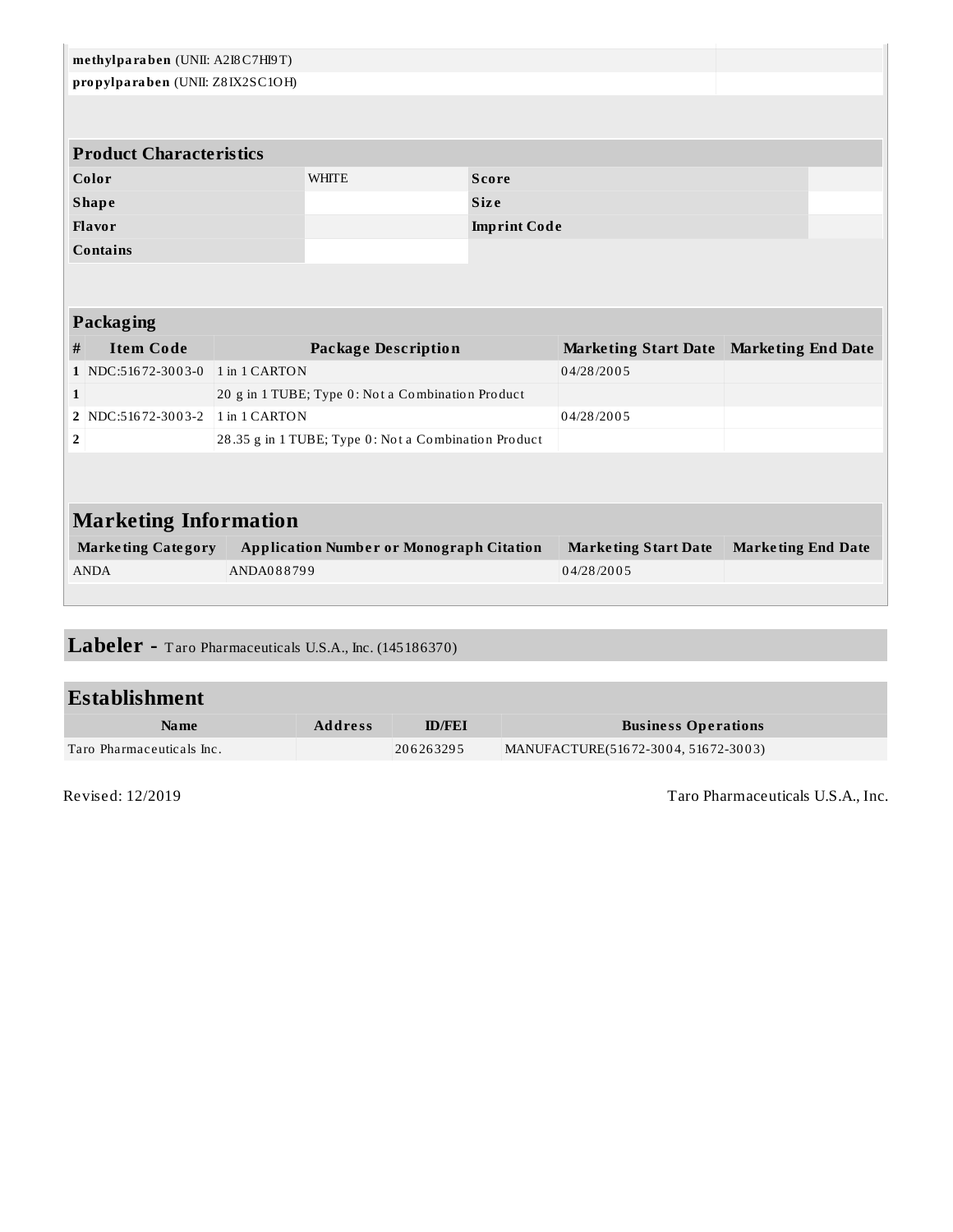| | |
|---|---|
| **methylparaben** (UNII: A2I8C7HI9T) | |
| **propylparaben** (UNII: Z8IX2SC1OH) | |

## Product Characteristics

| | | | |
|---|---|---|---|
| **Color** | WHITE | **Score** | |
| **Shape** | | **Size** | |
| **Flavor** | | **Imprint Code** | |
| **Contains** | | | |

## Packaging

| # | Item Code | Package Description | Marketing Start Date | Marketing End Date |
|---|---|---|---|---|
| 1 | NDC:51672-3003-0 | 1 in 1 CARTON | 04/28/2005 | |
| 1 | | 20 g in 1 TUBE; Type 0: Not a Combination Product | | |
| 2 | NDC:51672-3003-2 | 1 in 1 CARTON | 04/28/2005 | |
| 2 | | 28.35 g in 1 TUBE; Type 0: Not a Combination Product | | |

## Marketing Information

| Marketing Category | Application Number or Monograph Citation | Marketing Start Date | Marketing End Date |
|---|---|---|---|
| ANDA | ANDA088799 | 04/28/2005 | |

## Labeler - Taro Pharmaceuticals U.S.A., Inc. (145186370)

## Establishment

| Name | Address | ID/FEI | Business Operations |
|---|---|---|---|
| Taro Pharmaceuticals Inc. | | 206263295 | MANUFACTURE(51672-3004, 51672-3003) |

Revised: 12/2019

Taro Pharmaceuticals U.S.A., Inc.